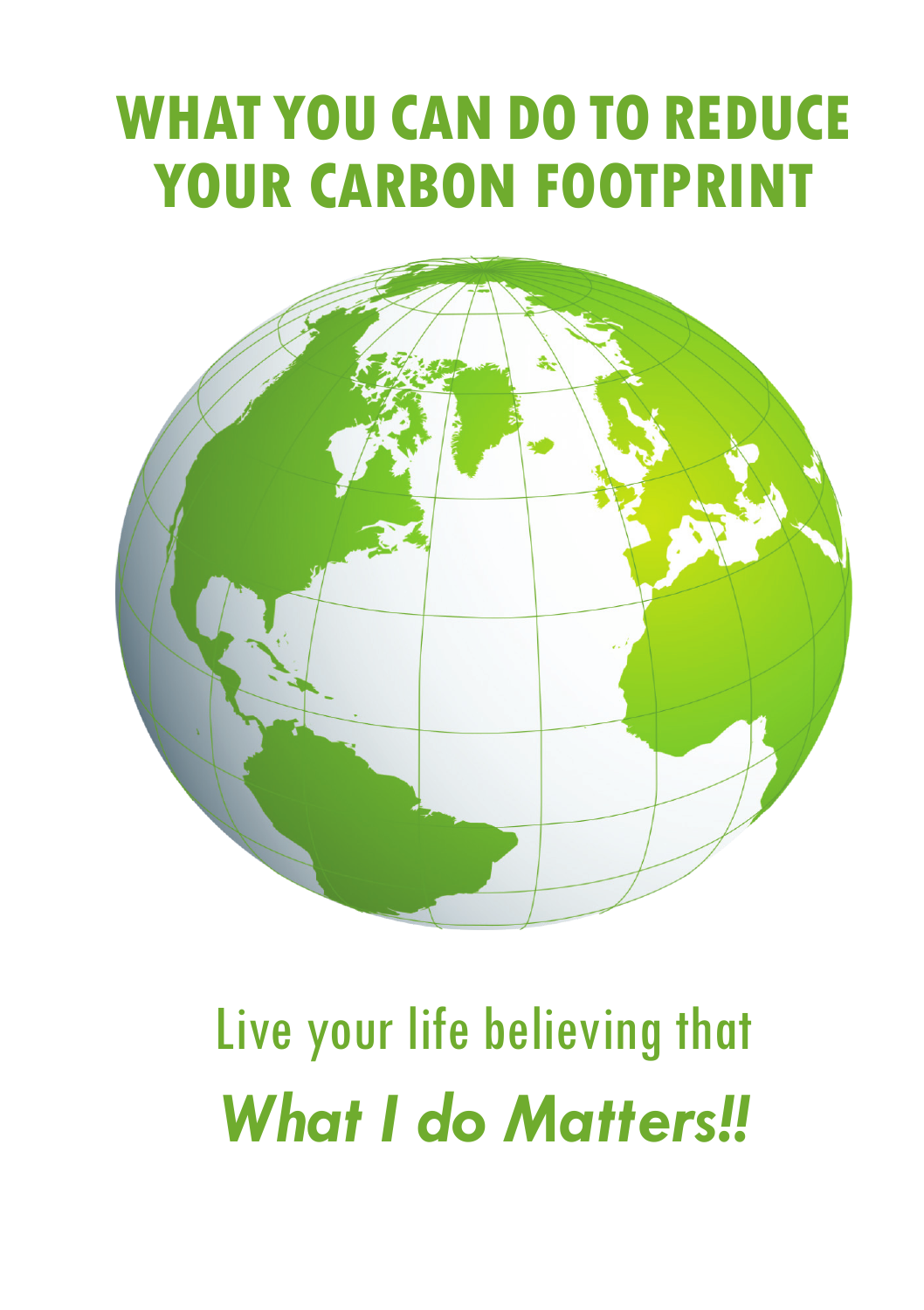# WHAT YOU CAN DO TO REDUCE YOUR CARBON FOOTPRINT

Live your life believing that

***What I do Matters!!***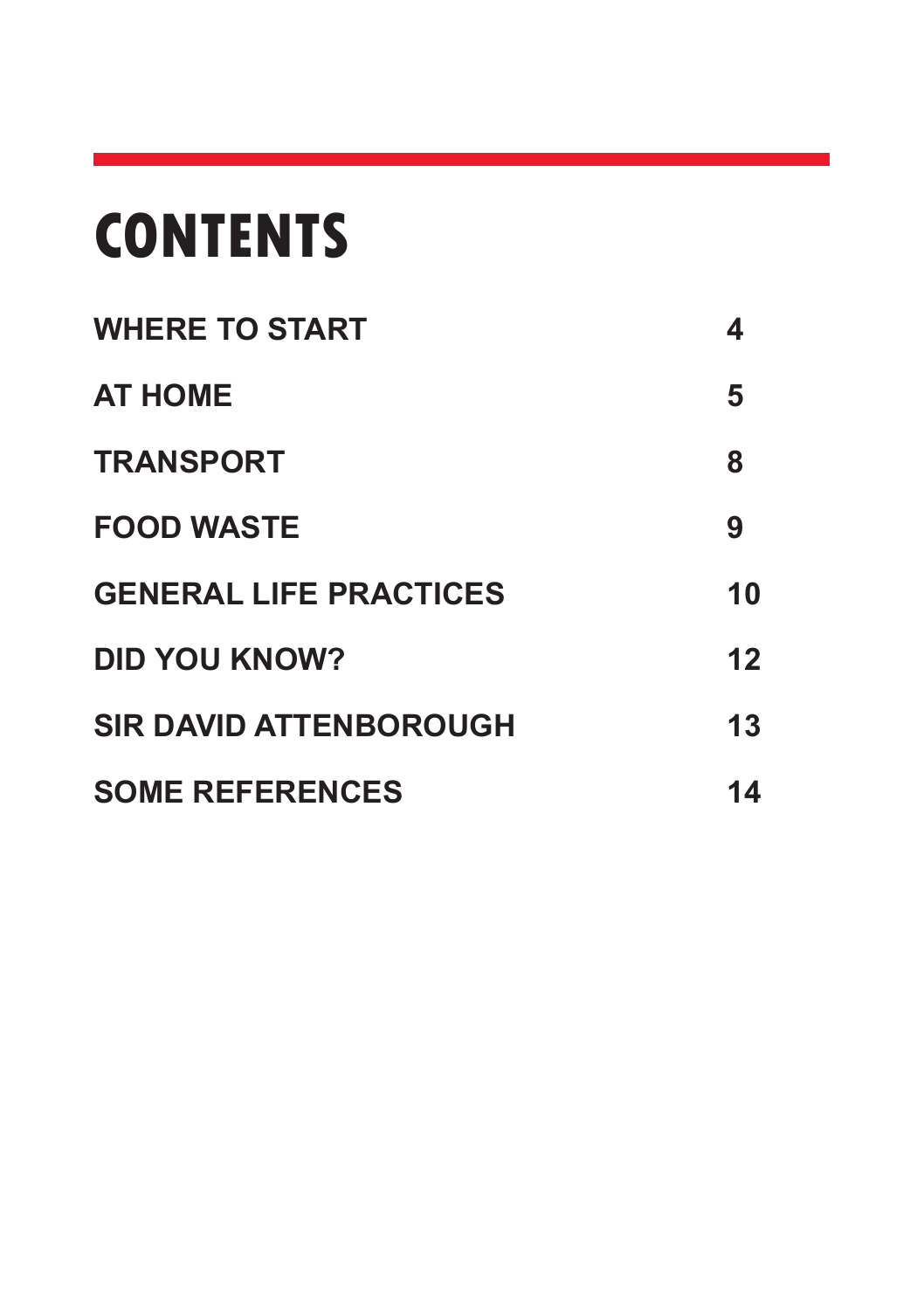# CONTENTS

| | |
|---|---|
| WHERE TO START | 4 |
| AT HOME | 5 |
| TRANSPORT | 8 |
| FOOD WASTE | 9 |
| GENERAL LIFE PRACTICES | 10 |
| DID YOU KNOW? | 12 |
| SIR DAVID ATTENBOROUGH | 13 |
| SOME REFERENCES | 14 |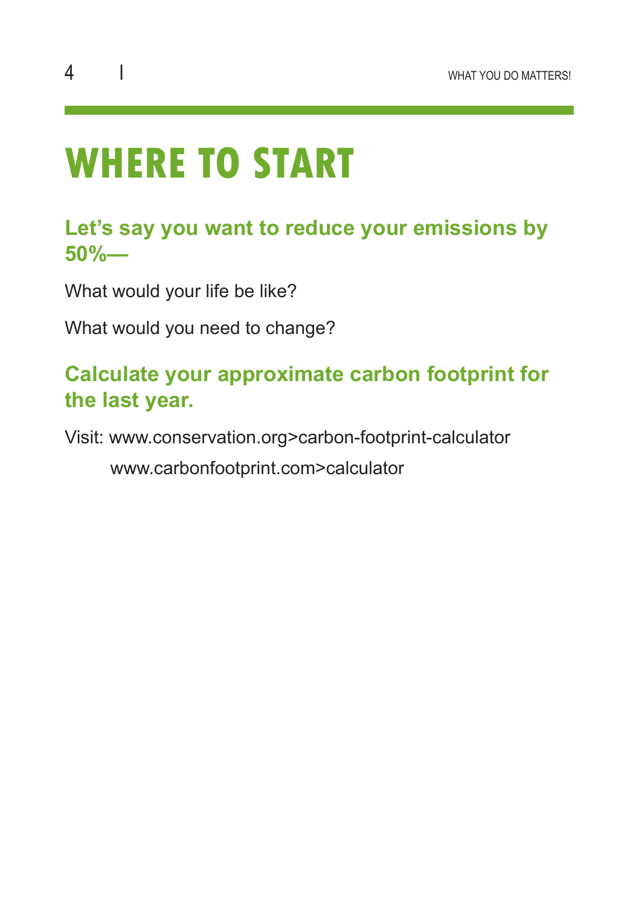# WHERE TO START

## Let's say you want to reduce your emissions by 50%—

What would your life be like?

What would you need to change?

## Calculate your approximate carbon footprint for the last year.

Visit: www.conservation.org>carbon-footprint-calculator

www.carbonfootprint.com>calculator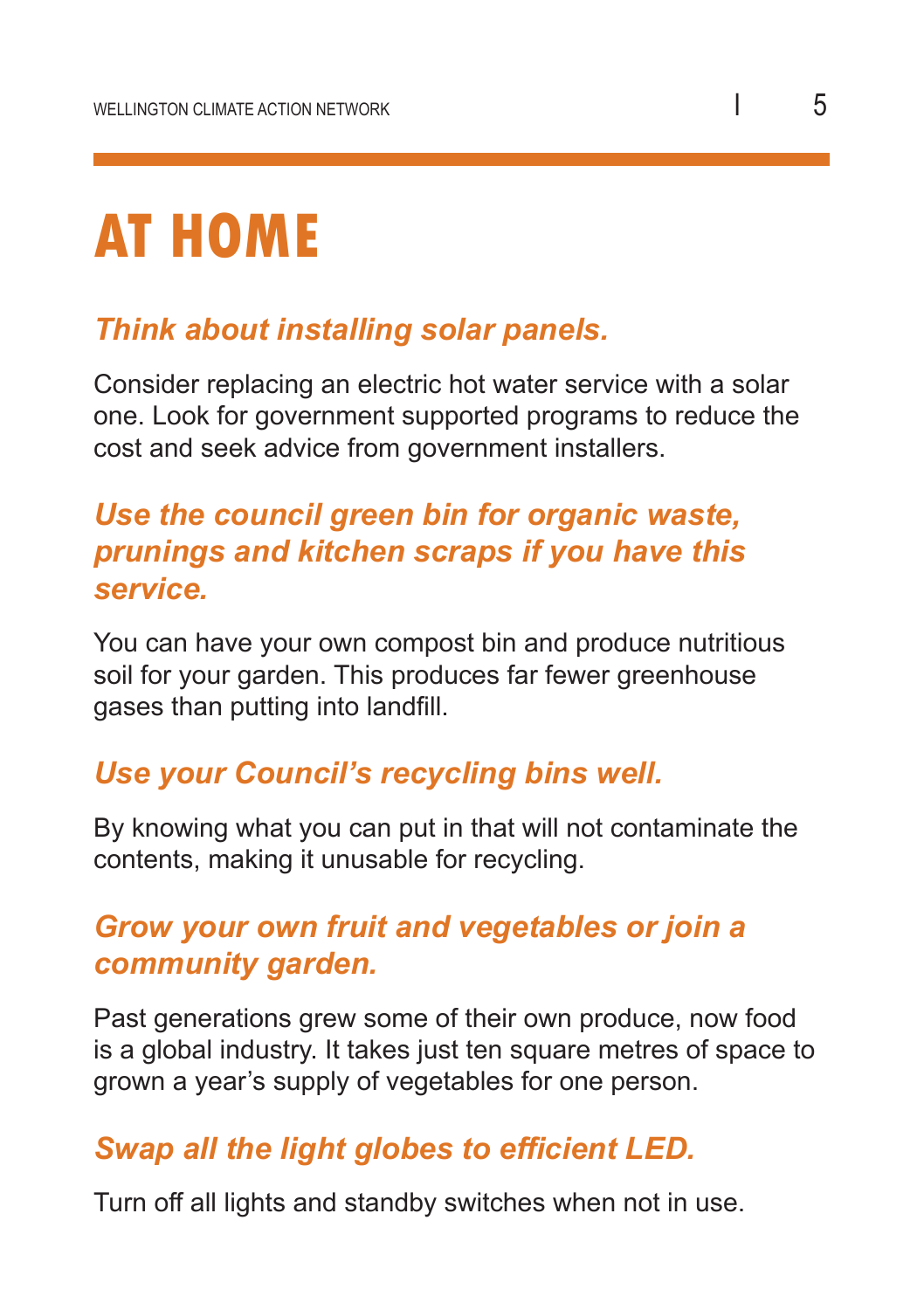# AT HOME

### *Think about installing solar panels.*

Consider replacing an electric hot water service with a solar one. Look for government supported programs to reduce the cost and seek advice from government installers.

### *Use the council green bin for organic waste, prunings and kitchen scraps if you have this service.*

You can have your own compost bin and produce nutritious soil for your garden. This produces far fewer greenhouse gases than putting into landfill.

### *Use your Council's recycling bins well.*

By knowing what you can put in that will not contaminate the contents, making it unusable for recycling.

### *Grow your own fruit and vegetables or join a community garden.*

Past generations grew some of their own produce, now food is a global industry. It takes just ten square metres of space to grown a year's supply of vegetables for one person.

### *Swap all the light globes to efficient LED.*

Turn off all lights and standby switches when not in use.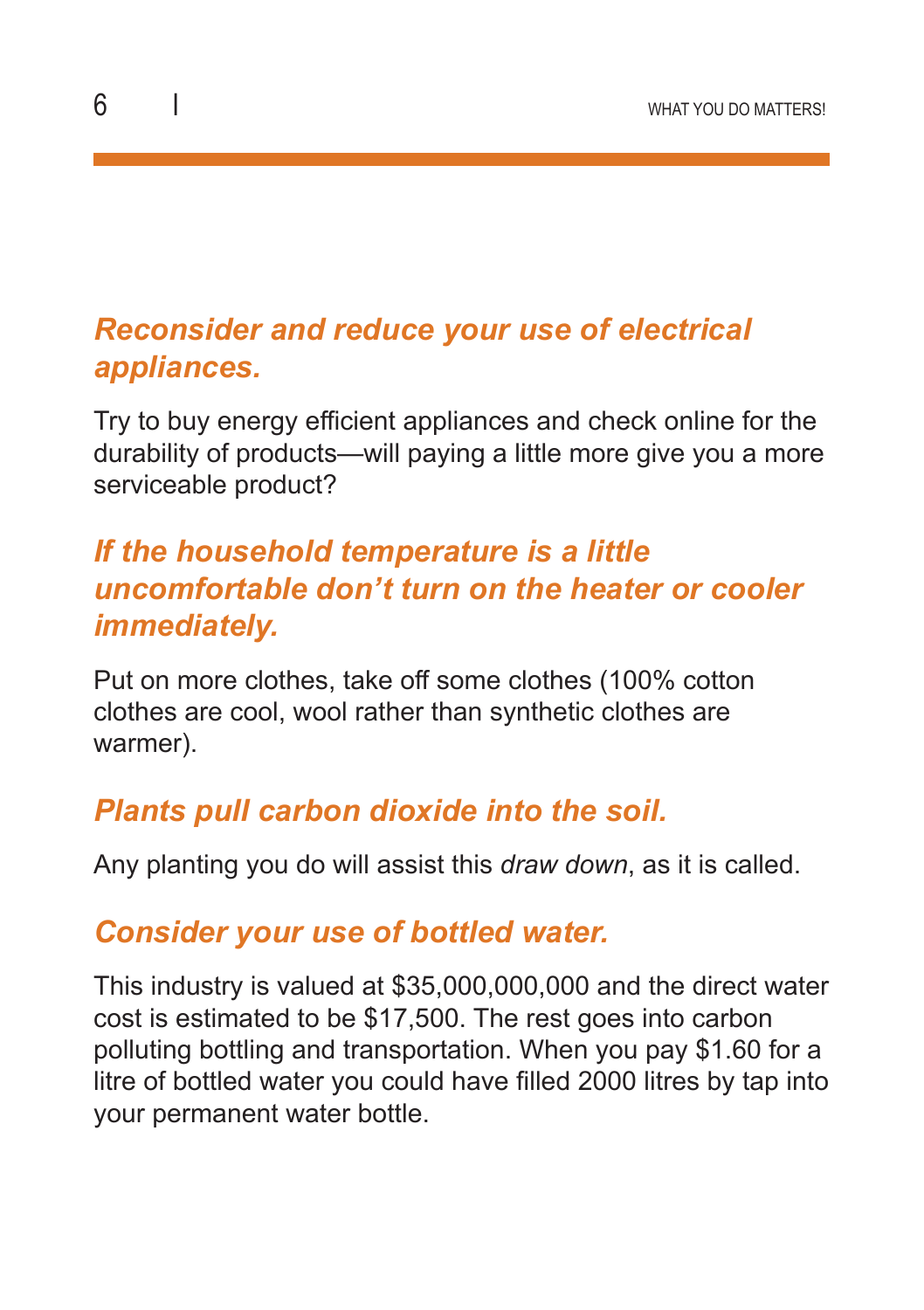### *Reconsider and reduce your use of electrical appliances.*

Try to buy energy efficient appliances and check online for the durability of products—will paying a little more give you a more serviceable product?

### *If the household temperature is a little uncomfortable don't turn on the heater or cooler immediately.*

Put on more clothes, take off some clothes (100% cotton clothes are cool, wool rather than synthetic clothes are warmer).

### *Plants pull carbon dioxide into the soil.*

Any planting you do will assist this *draw down*, as it is called.

### *Consider your use of bottled water.*

This industry is valued at $35,000,000,000 and the direct water cost is estimated to be $17,500. The rest goes into carbon polluting bottling and transportation. When you pay $1.60 for a litre of bottled water you could have filled 2000 litres by tap into your permanent water bottle.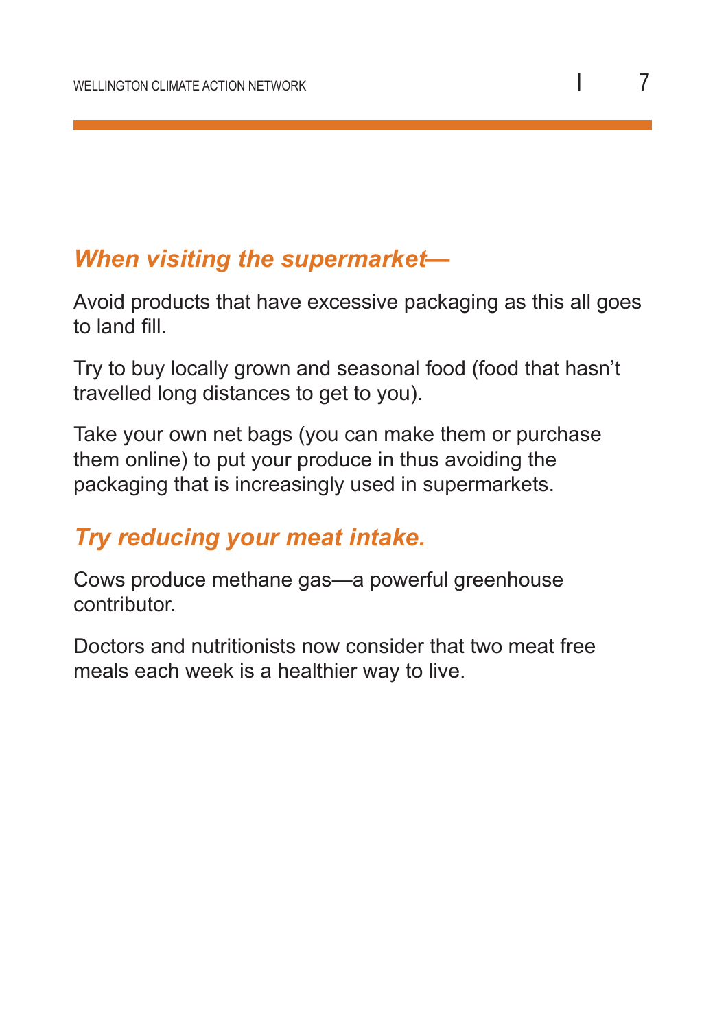## *When visiting the supermarket—*

Avoid products that have excessive packaging as this all goes to land fill.

Try to buy locally grown and seasonal food (food that hasn't travelled long distances to get to you).

Take your own net bags (you can make them or purchase them online) to put your produce in thus avoiding the packaging that is increasingly used in supermarkets.

## *Try reducing your meat intake.*

Cows produce methane gas—a powerful greenhouse contributor.

Doctors and nutritionists now consider that two meat free meals each week is a healthier way to live.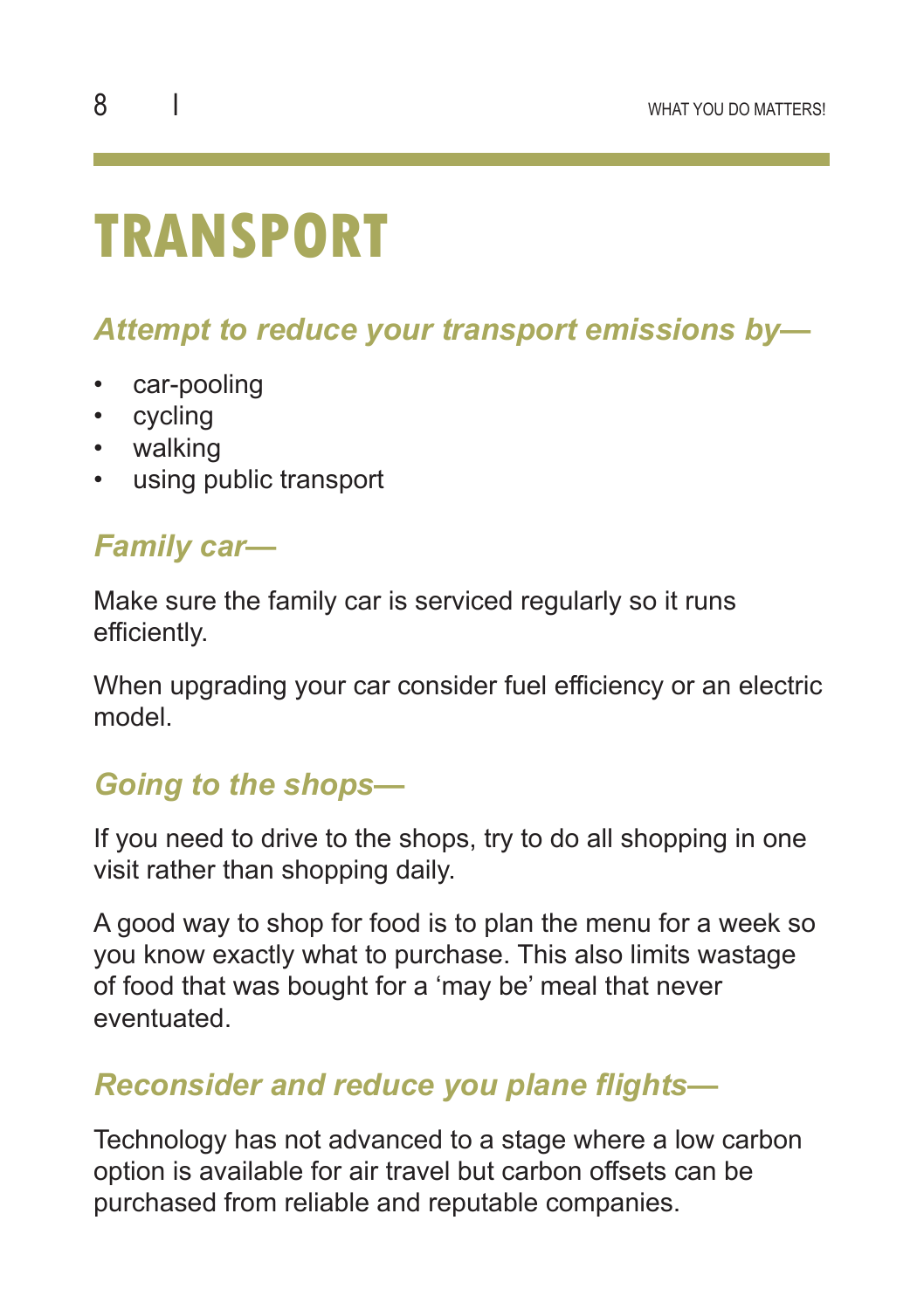# TRANSPORT

## *Attempt to reduce your transport emissions by—*

- car-pooling
- cycling
- walking
- using public transport

## *Family car—*

Make sure the family car is serviced regularly so it runs efficiently.

When upgrading your car consider fuel efficiency or an electric model.

## *Going to the shops—*

If you need to drive to the shops, try to do all shopping in one visit rather than shopping daily.

A good way to shop for food is to plan the menu for a week so you know exactly what to purchase. This also limits wastage of food that was bought for a 'may be' meal that never eventuated.

## *Reconsider and reduce you plane flights—*

Technology has not advanced to a stage where a low carbon option is available for air travel but carbon offsets can be purchased from reliable and reputable companies.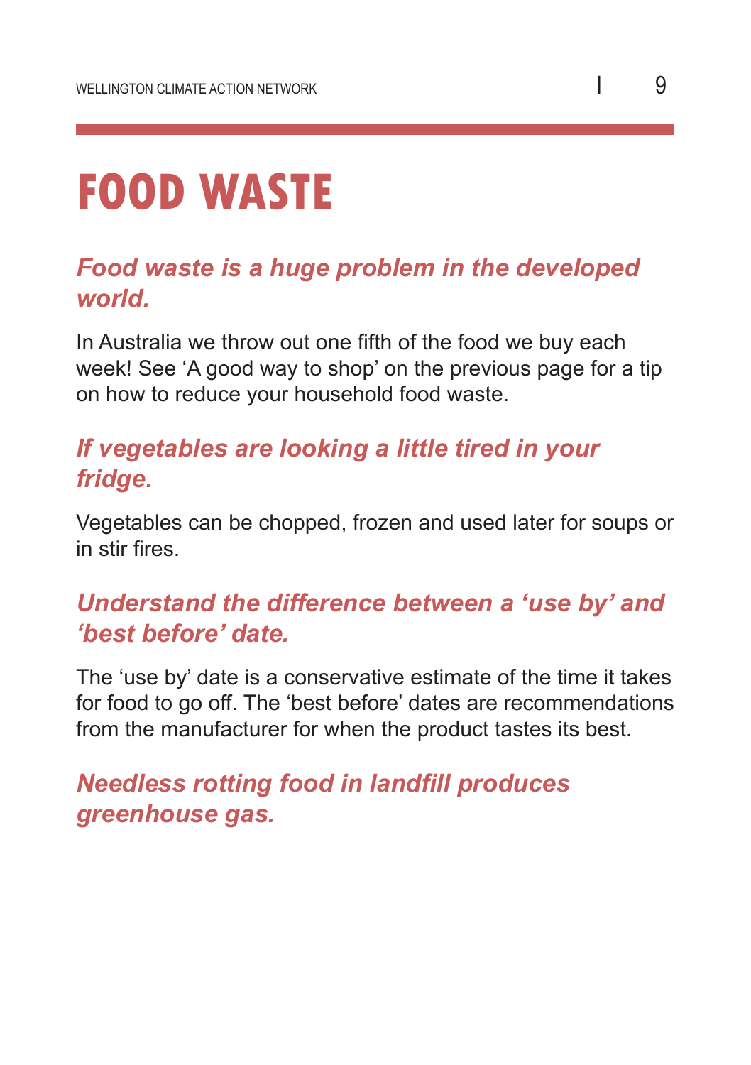# FOOD WASTE

### *Food waste is a huge problem in the developed world.*

In Australia we throw out one fifth of the food we buy each week! See 'A good way to shop' on the previous page for a tip on how to reduce your household food waste.

### *If vegetables are looking a little tired in your fridge.*

Vegetables can be chopped, frozen and used later for soups or in stir fires.

### *Understand the difference between a 'use by' and 'best before' date.*

The 'use by' date is a conservative estimate of the time it takes for food to go off. The 'best before' dates are recommendations from the manufacturer for when the product tastes its best.

### *Needless rotting food in landfill produces greenhouse gas.*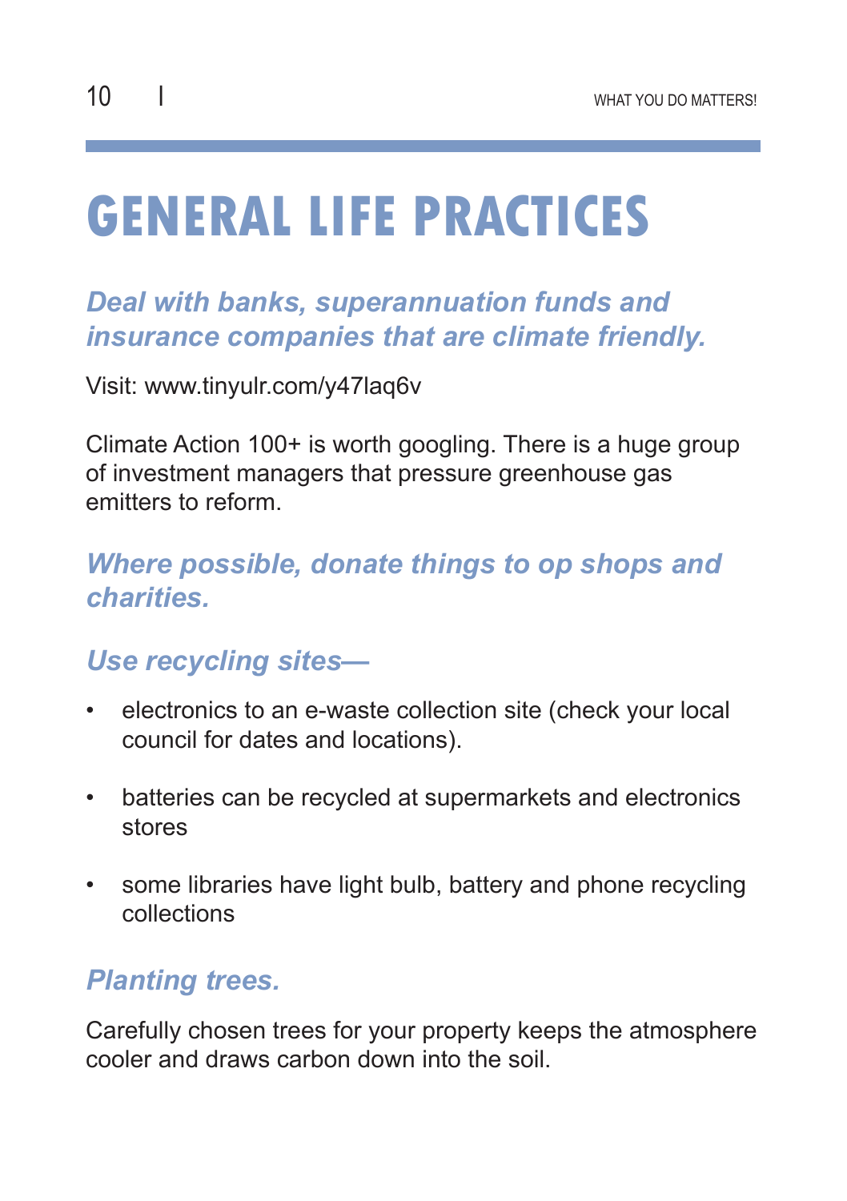# GENERAL LIFE PRACTICES

### *Deal with banks, superannuation funds and insurance companies that are climate friendly.*

Visit: www.tinyulr.com/y47laq6v

Climate Action 100+ is worth googling. There is a huge group of investment managers that pressure greenhouse gas emitters to reform.

### *Where possible, donate things to op shops and charities.*

### *Use recycling sites—*

- electronics to an e-waste collection site (check your local council for dates and locations).
- batteries can be recycled at supermarkets and electronics stores
- some libraries have light bulb, battery and phone recycling collections

### *Planting trees.*

Carefully chosen trees for your property keeps the atmosphere cooler and draws carbon down into the soil.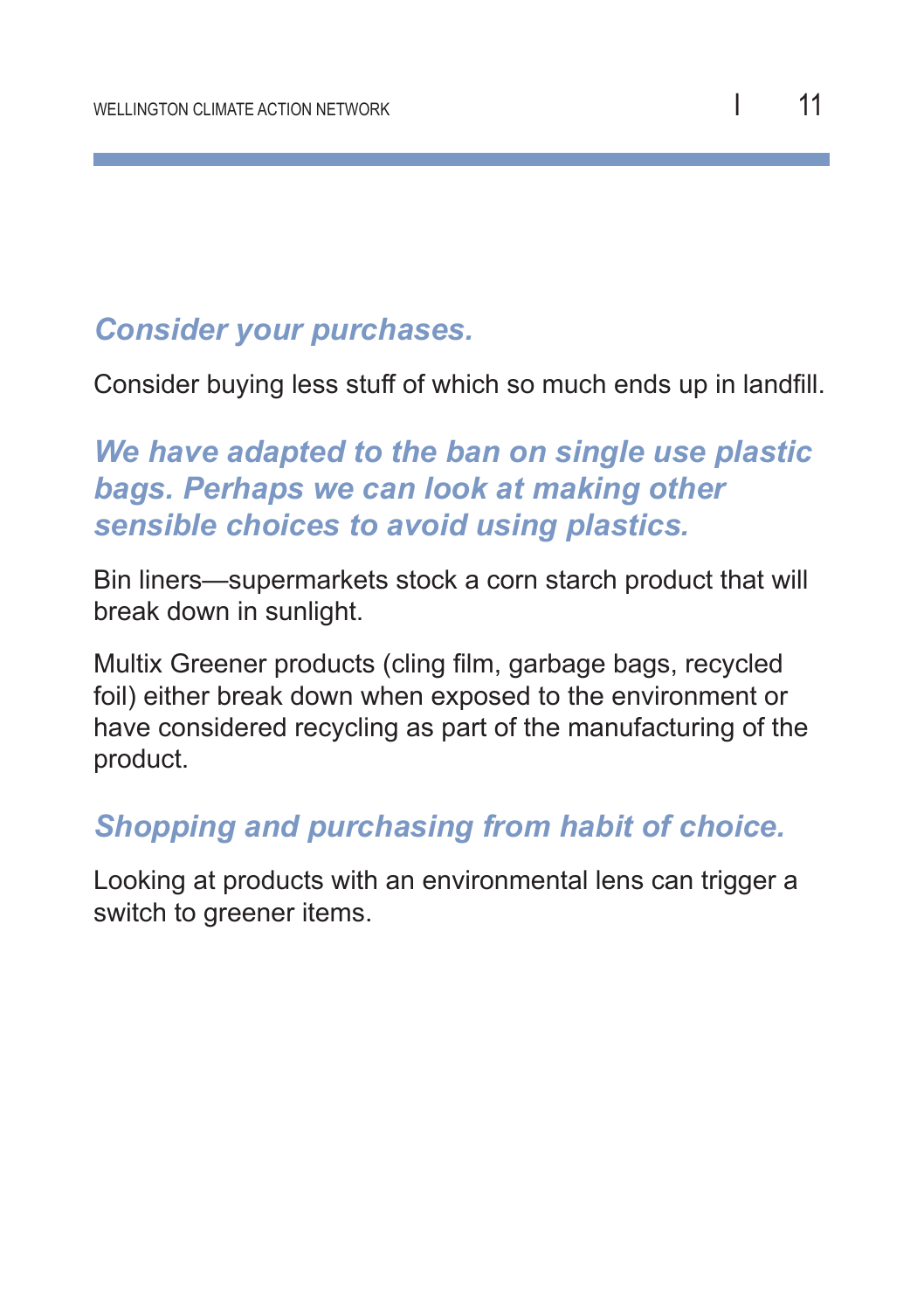### *Consider your purchases.*

Consider buying less stuff of which so much ends up in landfill.

### *We have adapted to the ban on single use plastic bags. Perhaps we can look at making other sensible choices to avoid using plastics.*

Bin liners—supermarkets stock a corn starch product that will break down in sunlight.

Multix Greener products (cling film, garbage bags, recycled foil) either break down when exposed to the environment or have considered recycling as part of the manufacturing of the product.

### *Shopping and purchasing from habit of choice.*

Looking at products with an environmental lens can trigger a switch to greener items.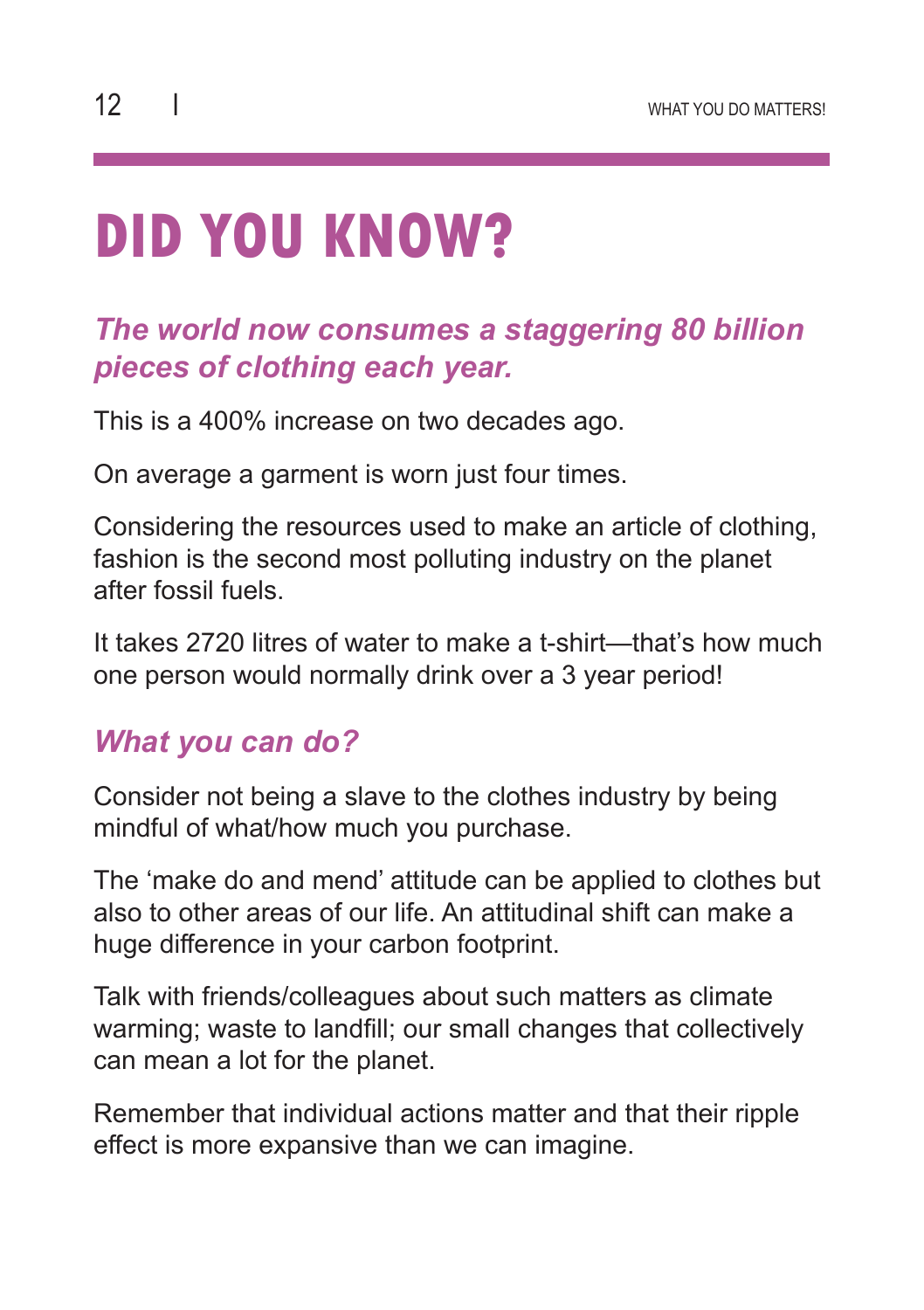# DID YOU KNOW?

### *The world now consumes a staggering 80 billion pieces of clothing each year.*

This is a 400% increase on two decades ago.

On average a garment is worn just four times.

Considering the resources used to make an article of clothing, fashion is the second most polluting industry on the planet after fossil fuels.

It takes 2720 litres of water to make a t-shirt—that's how much one person would normally drink over a 3 year period!

### *What you can do?*

Consider not being a slave to the clothes industry by being mindful of what/how much you purchase.

The 'make do and mend' attitude can be applied to clothes but also to other areas of our life. An attitudinal shift can make a huge difference in your carbon footprint.

Talk with friends/colleagues about such matters as climate warming; waste to landfill; our small changes that collectively can mean a lot for the planet.

Remember that individual actions matter and that their ripple effect is more expansive than we can imagine.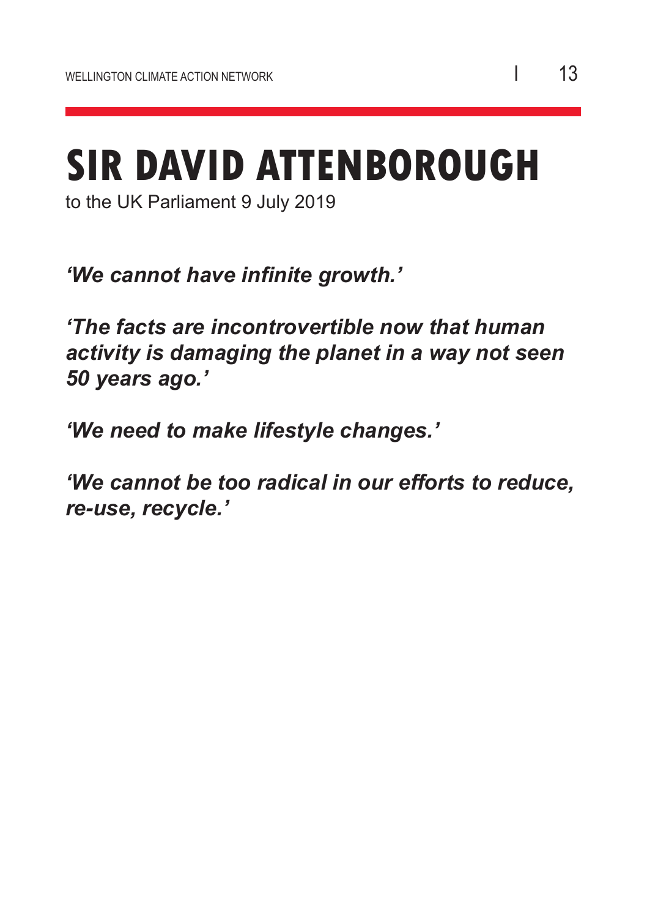# SIR DAVID ATTENBOROUGH

to the UK Parliament 9 July 2019

***'We cannot have infinite growth.'***

***'The facts are incontrovertible now that human activity is damaging the planet in a way not seen 50 years ago.'***

***'We need to make lifestyle changes.'***

***'We cannot be too radical in our efforts to reduce, re-use, recycle.'***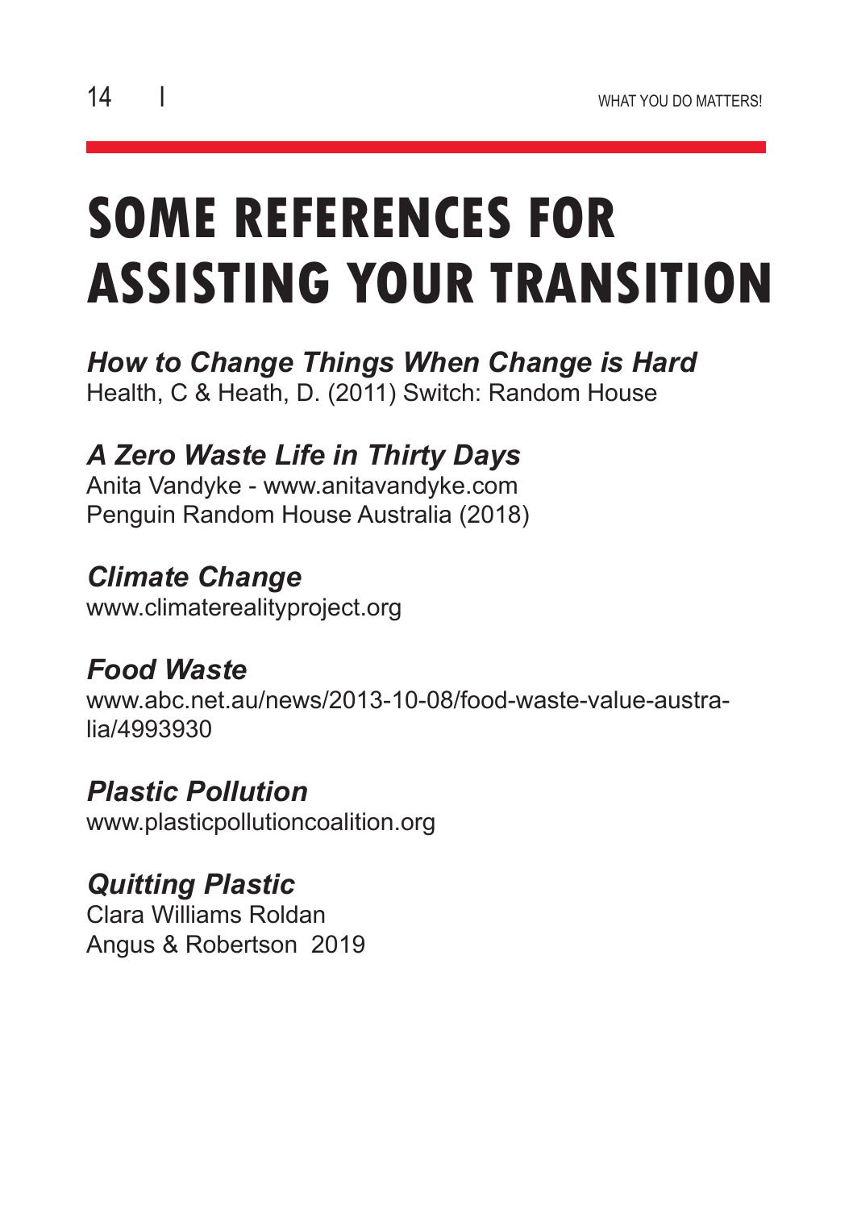# SOME REFERENCES FOR ASSISTING YOUR TRANSITION

***How to Change Things When Change is Hard***
Health, C & Heath, D. (2011) Switch: Random House

***A Zero Waste Life in Thirty Days***
Anita Vandyke - www.anitavandyke.com
Penguin Random House Australia (2018)

***Climate Change***
www.climaterealityproject.org

***Food Waste***
www.abc.net.au/news/2013-10-08/food-waste-value-australia/4993930

***Plastic Pollution***
www.plasticpollutioncoalition.org

***Quitting Plastic***
Clara Williams Roldan
Angus & Robertson 2019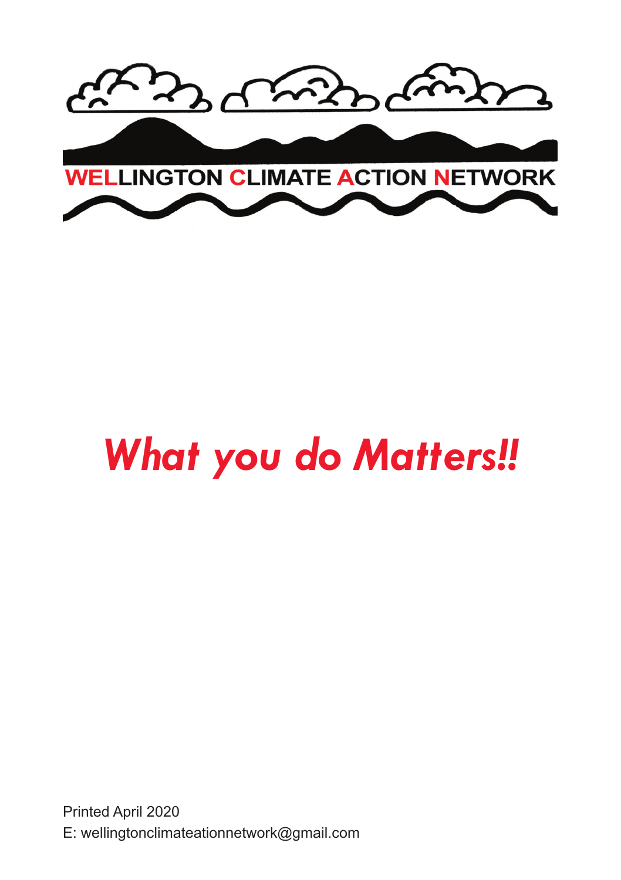WELLINGTON CLIMATE ACTION NETWORK

# *What you do Matters!!*

Printed April 2020

E: wellingtonclimateationnetwork@gmail.com